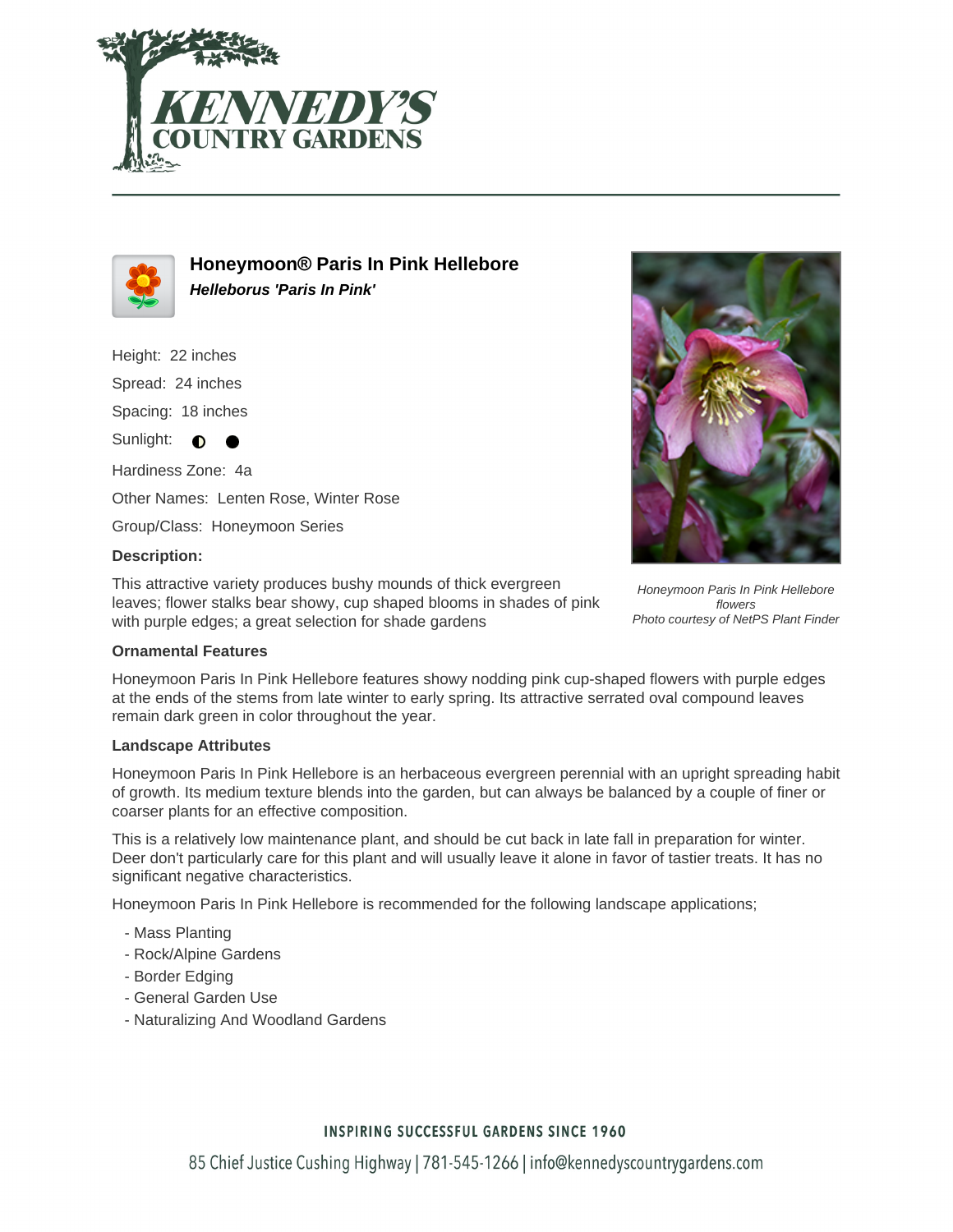# Honeymoon® Paris In Pink Hellebore

***Helleborus 'Paris In Pink'***

Height: 22 inches

Spread: 24 inches

Spacing: 18 inches

Sunlight: ◐ ●

Hardiness Zone: 4a

Other Names: Lenten Rose, Winter Rose

Group/Class: Honeymoon Series

**Description:**

This attractive variety produces bushy mounds of thick evergreen leaves; flower stalks bear showy, cup shaped blooms in shades of pink with purple edges; a great selection for shade gardens

*Honeymoon Paris In Pink Hellebore flowers*
*Photo courtesy of NetPS Plant Finder*

**Ornamental Features**

Honeymoon Paris In Pink Hellebore features showy nodding pink cup-shaped flowers with purple edges at the ends of the stems from late winter to early spring. Its attractive serrated oval compound leaves remain dark green in color throughout the year.

**Landscape Attributes**

Honeymoon Paris In Pink Hellebore is an herbaceous evergreen perennial with an upright spreading habit of growth. Its medium texture blends into the garden, but can always be balanced by a couple of finer or coarser plants for an effective composition.

This is a relatively low maintenance plant, and should be cut back in late fall in preparation for winter. Deer don't particularly care for this plant and will usually leave it alone in favor of tastier treats. It has no significant negative characteristics.

Honeymoon Paris In Pink Hellebore is recommended for the following landscape applications;

- Mass Planting
- Rock/Alpine Gardens
- Border Edging
- General Garden Use
- Naturalizing And Woodland Gardens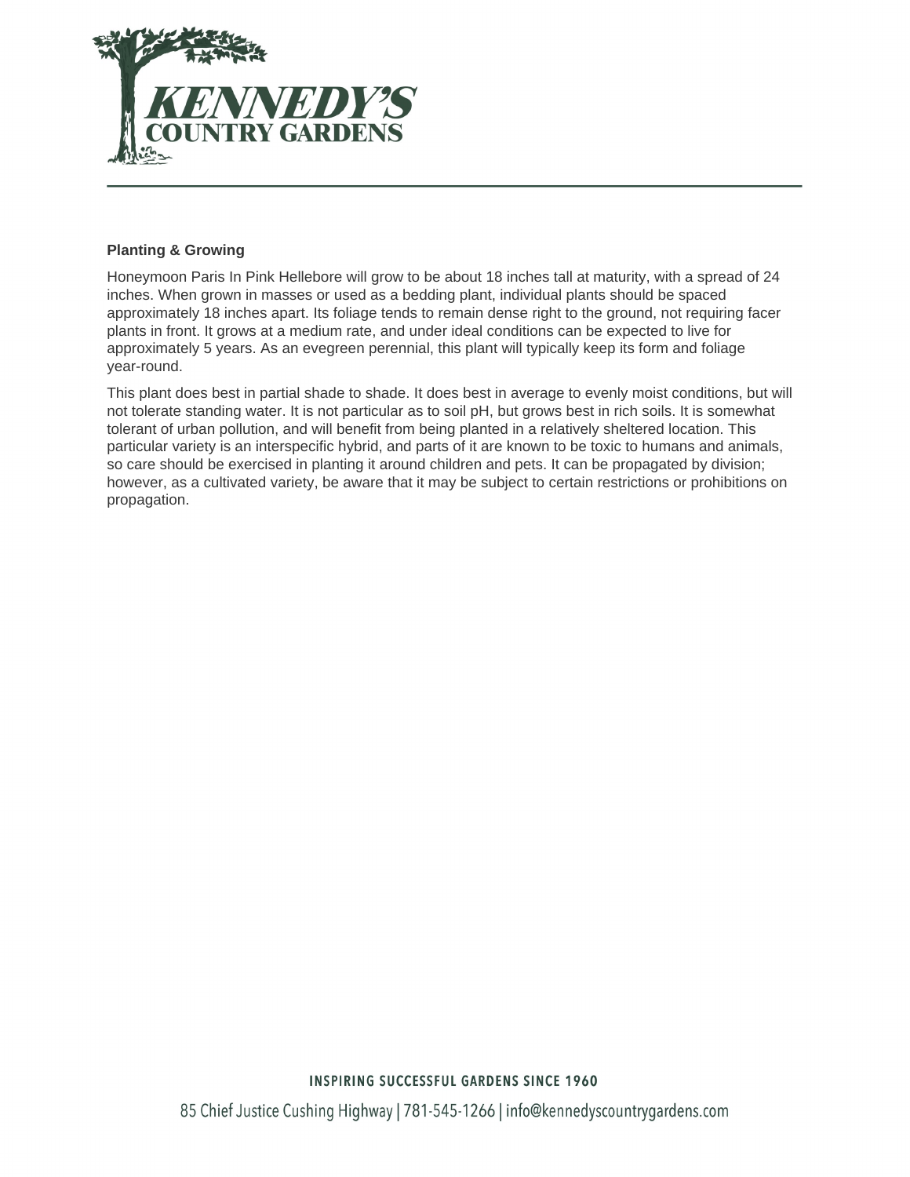**Planting & Growing**

Honeymoon Paris In Pink Hellebore will grow to be about 18 inches tall at maturity, with a spread of 24 inches. When grown in masses or used as a bedding plant, individual plants should be spaced approximately 18 inches apart. Its foliage tends to remain dense right to the ground, not requiring facer plants in front. It grows at a medium rate, and under ideal conditions can be expected to live for approximately 5 years. As an evegreen perennial, this plant will typically keep its form and foliage year-round.

This plant does best in partial shade to shade. It does best in average to evenly moist conditions, but will not tolerate standing water. It is not particular as to soil pH, but grows best in rich soils. It is somewhat tolerant of urban pollution, and will benefit from being planted in a relatively sheltered location. This particular variety is an interspecific hybrid, and parts of it are known to be toxic to humans and animals, so care should be exercised in planting it around children and pets. It can be propagated by division; however, as a cultivated variety, be aware that it may be subject to certain restrictions or prohibitions on propagation.